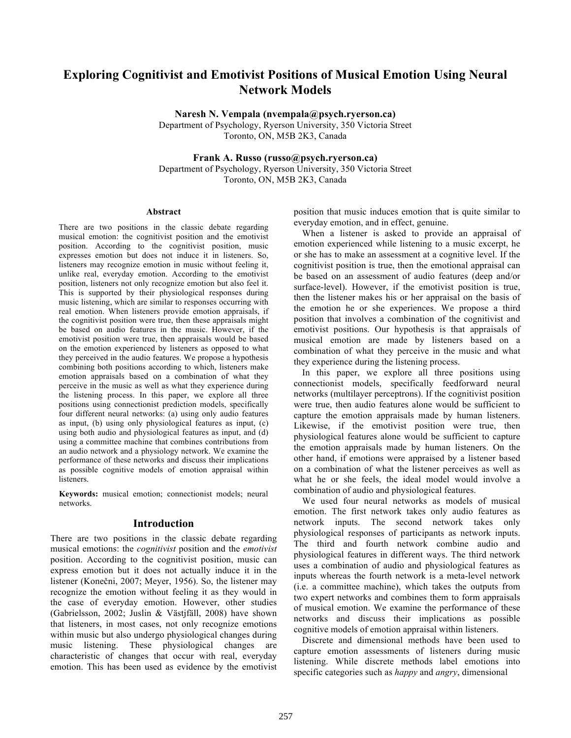# Exploring Cognitivist and Emotivist Positions of Musical Emotion Using Neural Network Models

**Naresh N. Vempala (nvempala@psych.ryerson.ca)**
Department of Psychology, Ryerson University, 350 Victoria Street
Toronto, ON, M5B 2K3, Canada

**Frank A. Russo (russo@psych.ryerson.ca)**
Department of Psychology, Ryerson University, 350 Victoria Street
Toronto, ON, M5B 2K3, Canada

## Abstract

There are two positions in the classic debate regarding musical emotion: the cognitivist position and the emotivist position. According to the cognitivist position, music expresses emotion but does not induce it in listeners. So, listeners may recognize emotion in music without feeling it, unlike real, everyday emotion. According to the emotivist position, listeners not only recognize emotion but also feel it. This is supported by their physiological responses during music listening, which are similar to responses occurring with real emotion. When listeners provide emotion appraisals, if the cognitivist position were true, then these appraisals might be based on audio features in the music. However, if the emotivist position were true, then appraisals would be based on the emotion experienced by listeners as opposed to what they perceived in the audio features. We propose a hypothesis combining both positions according to which, listeners make emotion appraisals based on a combination of what they perceive in the music as well as what they experience during the listening process. In this paper, we explore all three positions using connectionist prediction models, specifically four different neural networks: (a) using only audio features as input, (b) using only physiological features as input, (c) using both audio and physiological features as input, and (d) using a committee machine that combines contributions from an audio network and a physiology network. We examine the performance of these networks and discuss their implications as possible cognitive models of emotion appraisal within listeners.

**Keywords:** musical emotion; connectionist models; neural networks.

## Introduction

There are two positions in the classic debate regarding musical emotions: the *cognitivist* position and the *emotivist* position. According to the cognitivist position, music can express emotion but it does not actually induce it in the listener (Konečni, 2007; Meyer, 1956). So, the listener may recognize the emotion without feeling it as they would in the case of everyday emotion. However, other studies (Gabrielsson, 2002; Juslin & Västjfäll, 2008) have shown that listeners, in most cases, not only recognize emotions within music but also undergo physiological changes during music listening. These physiological changes are characteristic of changes that occur with real, everyday emotion. This has been used as evidence by the emotivist position that music induces emotion that is quite similar to everyday emotion, and in effect, genuine.

When a listener is asked to provide an appraisal of emotion experienced while listening to a music excerpt, he or she has to make an assessment at a cognitive level. If the cognitivist position is true, then the emotional appraisal can be based on an assessment of audio features (deep and/or surface-level). However, if the emotivist position is true, then the listener makes his or her appraisal on the basis of the emotion he or she experiences. We propose a third position that involves a combination of the cognitivist and emotivist positions. Our hypothesis is that appraisals of musical emotion are made by listeners based on a combination of what they perceive in the music and what they experience during the listening process.

In this paper, we explore all three positions using connectionist models, specifically feedforward neural networks (multilayer perceptrons). If the cognitivist position were true, then audio features alone would be sufficient to capture the emotion appraisals made by human listeners. Likewise, if the emotivist position were true, then physiological features alone would be sufficient to capture the emotion appraisals made by human listeners. On the other hand, if emotions were appraised by a listener based on a combination of what the listener perceives as well as what he or she feels, the ideal model would involve a combination of audio and physiological features.

We used four neural networks as models of musical emotion. The first network takes only audio features as network inputs. The second network takes only physiological responses of participants as network inputs. The third and fourth network combine audio and physiological features in different ways. The third network uses a combination of audio and physiological features as inputs whereas the fourth network is a meta-level network (i.e. a committee machine), which takes the outputs from two expert networks and combines them to form appraisals of musical emotion. We examine the performance of these networks and discuss their implications as possible cognitive models of emotion appraisal within listeners.

Discrete and dimensional methods have been used to capture emotion assessments of listeners during music listening. While discrete methods label emotions into specific categories such as *happy* and *angry*, dimensional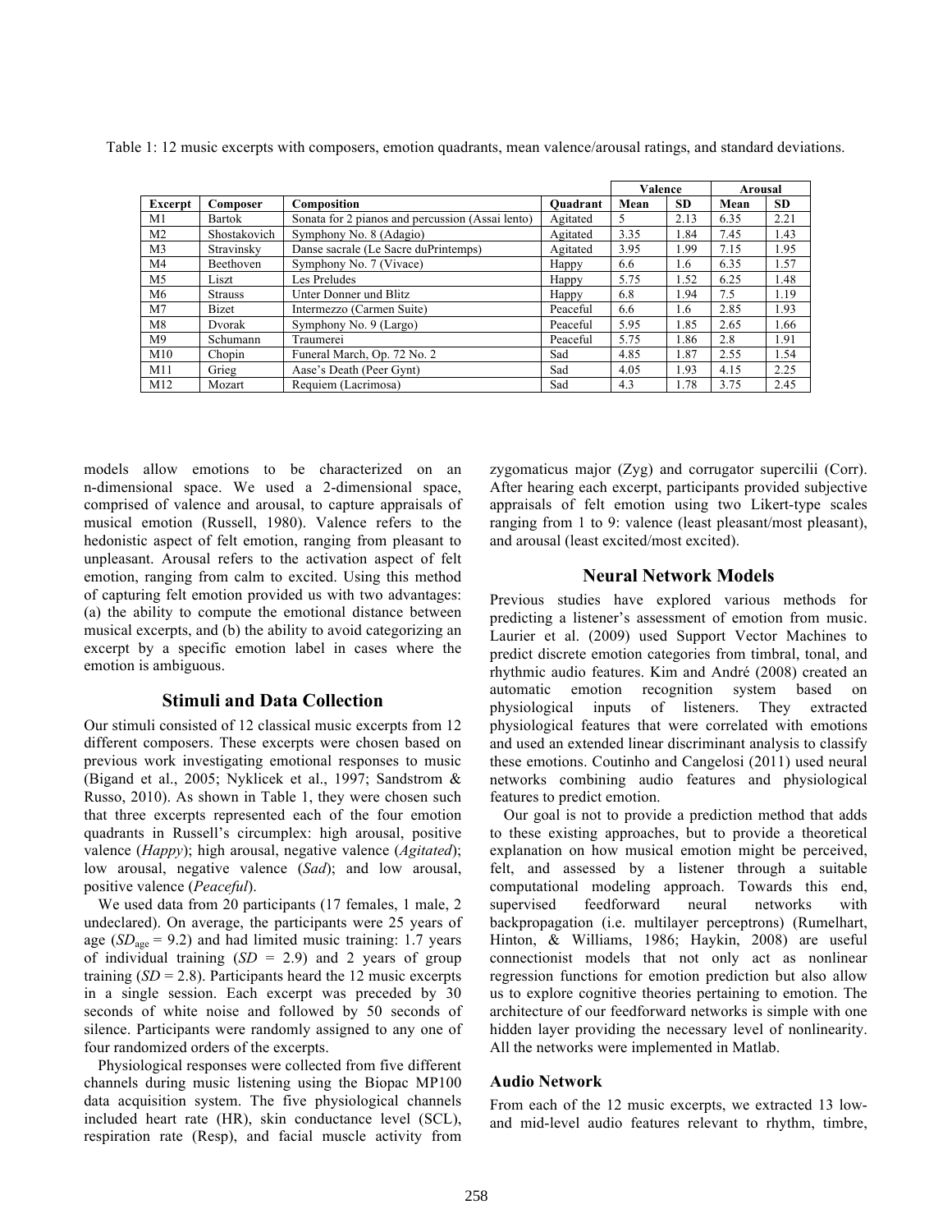Table 1: 12 music excerpts with composers, emotion quadrants, mean valence/arousal ratings, and standard deviations.

| | | | | Valence | | Arousal | |
|---|---|---|---|---|---|---|---|
| **Excerpt** | **Composer** | **Composition** | **Quadrant** | **Mean** | **SD** | **Mean** | **SD** |
| M1 | Bartok | Sonata for 2 pianos and percussion (Assai lento) | Agitated | 5 | 2.13 | 6.35 | 2.21 |
| M2 | Shostakovich | Symphony No. 8 (Adagio) | Agitated | 3.35 | 1.84 | 7.45 | 1.43 |
| M3 | Stravinsky | Danse sacrale (Le Sacre duPrintemps) | Agitated | 3.95 | 1.99 | 7.15 | 1.95 |
| M4 | Beethoven | Symphony No. 7 (Vivace) | Happy | 6.6 | 1.6 | 6.35 | 1.57 |
| M5 | Liszt | Les Preludes | Happy | 5.75 | 1.52 | 6.25 | 1.48 |
| M6 | Strauss | Unter Donner und Blitz | Happy | 6.8 | 1.94 | 7.5 | 1.19 |
| M7 | Bizet | Intermezzo (Carmen Suite) | Peaceful | 6.6 | 1.6 | 2.85 | 1.93 |
| M8 | Dvorak | Symphony No. 9 (Largo) | Peaceful | 5.95 | 1.85 | 2.65 | 1.66 |
| M9 | Schumann | Traumerei | Peaceful | 5.75 | 1.86 | 2.8 | 1.91 |
| M10 | Chopin | Funeral March, Op. 72 No. 2 | Sad | 4.85 | 1.87 | 2.55 | 1.54 |
| M11 | Grieg | Aase's Death (Peer Gynt) | Sad | 4.05 | 1.93 | 4.15 | 2.25 |
| M12 | Mozart | Requiem (Lacrimosa) | Sad | 4.3 | 1.78 | 3.75 | 2.45 |

models allow emotions to be characterized on an n-dimensional space. We used a 2-dimensional space, comprised of valence and arousal, to capture appraisals of musical emotion (Russell, 1980). Valence refers to the hedonistic aspect of felt emotion, ranging from pleasant to unpleasant. Arousal refers to the activation aspect of felt emotion, ranging from calm to excited. Using this method of capturing felt emotion provided us with two advantages: (a) the ability to compute the emotional distance between musical excerpts, and (b) the ability to avoid categorizing an excerpt by a specific emotion label in cases where the emotion is ambiguous.

## Stimuli and Data Collection

Our stimuli consisted of 12 classical music excerpts from 12 different composers. These excerpts were chosen based on previous work investigating emotional responses to music (Bigand et al., 2005; Nyklicek et al., 1997; Sandstrom & Russo, 2010). As shown in Table 1, they were chosen such that three excerpts represented each of the four emotion quadrants in Russell's circumplex: high arousal, positive valence (*Happy*); high arousal, negative valence (*Agitated*); low arousal, negative valence (*Sad*); and low arousal, positive valence (*Peaceful*).

We used data from 20 participants (17 females, 1 male, 2 undeclared). On average, the participants were 25 years of age ($SD_{age}$ = 9.2) and had limited music training: 1.7 years of individual training (*SD* = 2.9) and 2 years of group training (*SD* = 2.8). Participants heard the 12 music excerpts in a single session. Each excerpt was preceded by 30 seconds of white noise and followed by 50 seconds of silence. Participants were randomly assigned to any one of four randomized orders of the excerpts.

Physiological responses were collected from five different channels during music listening using the Biopac MP100 data acquisition system. The five physiological channels included heart rate (HR), skin conductance level (SCL), respiration rate (Resp), and facial muscle activity from zygomaticus major (Zyg) and corrugator supercilii (Corr). After hearing each excerpt, participants provided subjective appraisals of felt emotion using two Likert-type scales ranging from 1 to 9: valence (least pleasant/most pleasant), and arousal (least excited/most excited).

## Neural Network Models

Previous studies have explored various methods for predicting a listener's assessment of emotion from music. Laurier et al. (2009) used Support Vector Machines to predict discrete emotion categories from timbral, tonal, and rhythmic audio features. Kim and André (2008) created an automatic emotion recognition system based on physiological inputs of listeners. They extracted physiological features that were correlated with emotions and used an extended linear discriminant analysis to classify these emotions. Coutinho and Cangelosi (2011) used neural networks combining audio features and physiological features to predict emotion.

Our goal is not to provide a prediction method that adds to these existing approaches, but to provide a theoretical explanation on how musical emotion might be perceived, felt, and assessed by a listener through a suitable computational modeling approach. Towards this end, supervised feedforward neural networks with backpropagation (i.e. multilayer perceptrons) (Rumelhart, Hinton, & Williams, 1986; Haykin, 2008) are useful connectionist models that not only act as nonlinear regression functions for emotion prediction but also allow us to explore cognitive theories pertaining to emotion. The architecture of our feedforward networks is simple with one hidden layer providing the necessary level of nonlinearity. All the networks were implemented in Matlab.

### Audio Network

From each of the 12 music excerpts, we extracted 13 low- and mid-level audio features relevant to rhythm, timbre,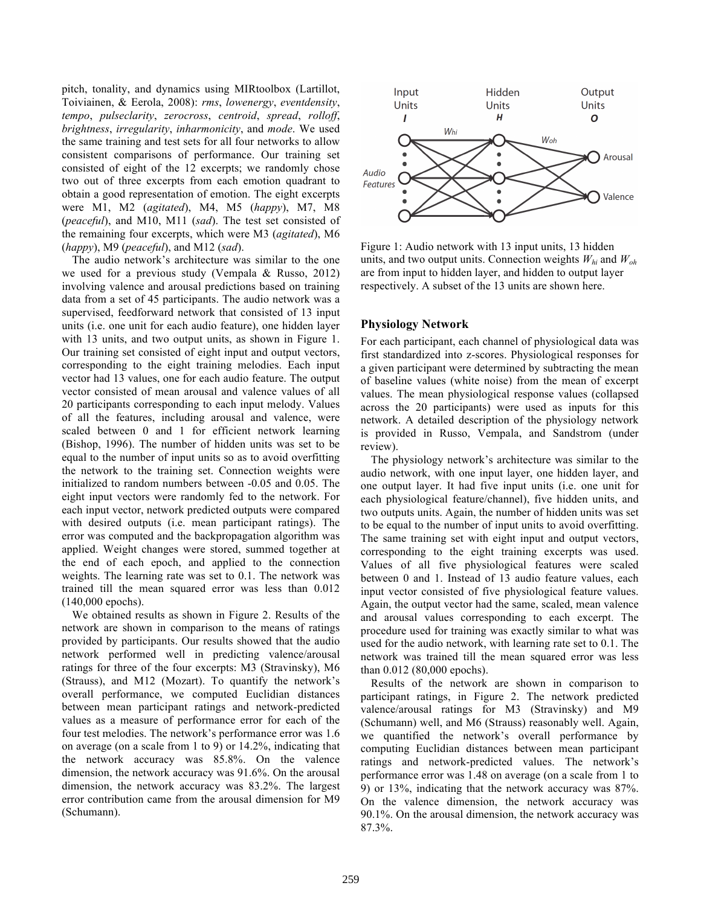pitch, tonality, and dynamics using MIRtoolbox (Lartillot, Toiviainen, & Eerola, 2008): *rms*, *lowenergy*, *eventdensity*, *tempo*, *pulseclarity*, *zerocross*, *centroid*, *spread*, *rolloff*, *brightness*, *irregularity*, *inharmonicity*, and *mode*. We used the same training and test sets for all four networks to allow consistent comparisons of performance. Our training set consisted of eight of the 12 excerpts; we randomly chose two out of three excerpts from each emotion quadrant to obtain a good representation of emotion. The eight excerpts were M1, M2 (*agitated*), M4, M5 (*happy*), M7, M8 (*peaceful*), and M10, M11 (*sad*). The test set consisted of the remaining four excerpts, which were M3 (*agitated*), M6 (*happy*), M9 (*peaceful*), and M12 (*sad*).

The audio network's architecture was similar to the one we used for a previous study (Vempala & Russo, 2012) involving valence and arousal predictions based on training data from a set of 45 participants. The audio network was a supervised, feedforward network that consisted of 13 input units (i.e. one unit for each audio feature), one hidden layer with 13 units, and two output units, as shown in Figure 1. Our training set consisted of eight input and output vectors, corresponding to the eight training melodies. Each input vector had 13 values, one for each audio feature. The output vector consisted of mean arousal and valence values of all 20 participants corresponding to each input melody. Values of all the features, including arousal and valence, were scaled between 0 and 1 for efficient network learning (Bishop, 1996). The number of hidden units was set to be equal to the number of input units so as to avoid overfitting the network to the training set. Connection weights were initialized to random numbers between -0.05 and 0.05. The eight input vectors were randomly fed to the network. For each input vector, network predicted outputs were compared with desired outputs (i.e. mean participant ratings). The error was computed and the backpropagation algorithm was applied. Weight changes were stored, summed together at the end of each epoch, and applied to the connection weights. The learning rate was set to 0.1. The network was trained till the mean squared error was less than 0.012 (140,000 epochs).

We obtained results as shown in Figure 2. Results of the network are shown in comparison to the means of ratings provided by participants. Our results showed that the audio network performed well in predicting valence/arousal ratings for three of the four excerpts: M3 (Stravinsky), M6 (Strauss), and M12 (Mozart). To quantify the network's overall performance, we computed Euclidian distances between mean participant ratings and network-predicted values as a measure of performance error for each of the four test melodies. The network's performance error was 1.6 on average (on a scale from 1 to 9) or 14.2%, indicating that the network accuracy was 85.8%. On the valence dimension, the network accuracy was 91.6%. On the arousal dimension, the network accuracy was 83.2%. The largest error contribution came from the arousal dimension for M9 (Schumann).

Figure 1: Audio network with 13 input units, 13 hidden units, and two output units. Connection weights $W_{hi}$ and $W_{oh}$ are from input to hidden layer, and hidden to output layer respectively. A subset of the 13 units are shown here.

### Physiology Network

For each participant, each channel of physiological data was first standardized into z-scores. Physiological responses for a given participant were determined by subtracting the mean of baseline values (white noise) from the mean of excerpt values. The mean physiological response values (collapsed across the 20 participants) were used as inputs for this network. A detailed description of the physiology network is provided in Russo, Vempala, and Sandstrom (under review).

The physiology network's architecture was similar to the audio network, with one input layer, one hidden layer, and one output layer. It had five input units (i.e. one unit for each physiological feature/channel), five hidden units, and two outputs units. Again, the number of hidden units was set to be equal to the number of input units to avoid overfitting. The same training set with eight input and output vectors, corresponding to the eight training excerpts was used. Values of all five physiological features were scaled between 0 and 1. Instead of 13 audio feature values, each input vector consisted of five physiological feature values. Again, the output vector had the same, scaled, mean valence and arousal values corresponding to each excerpt. The procedure used for training was exactly similar to what was used for the audio network, with learning rate set to 0.1. The network was trained till the mean squared error was less than 0.012 (80,000 epochs).

Results of the network are shown in comparison to participant ratings, in Figure 2. The network predicted valence/arousal ratings for M3 (Stravinsky) and M9 (Schumann) well, and M6 (Strauss) reasonably well. Again, we quantified the network's overall performance by computing Euclidian distances between mean participant ratings and network-predicted values. The network's performance error was 1.48 on average (on a scale from 1 to 9) or 13%, indicating that the network accuracy was 87%. On the valence dimension, the network accuracy was 90.1%. On the arousal dimension, the network accuracy was 87.3%.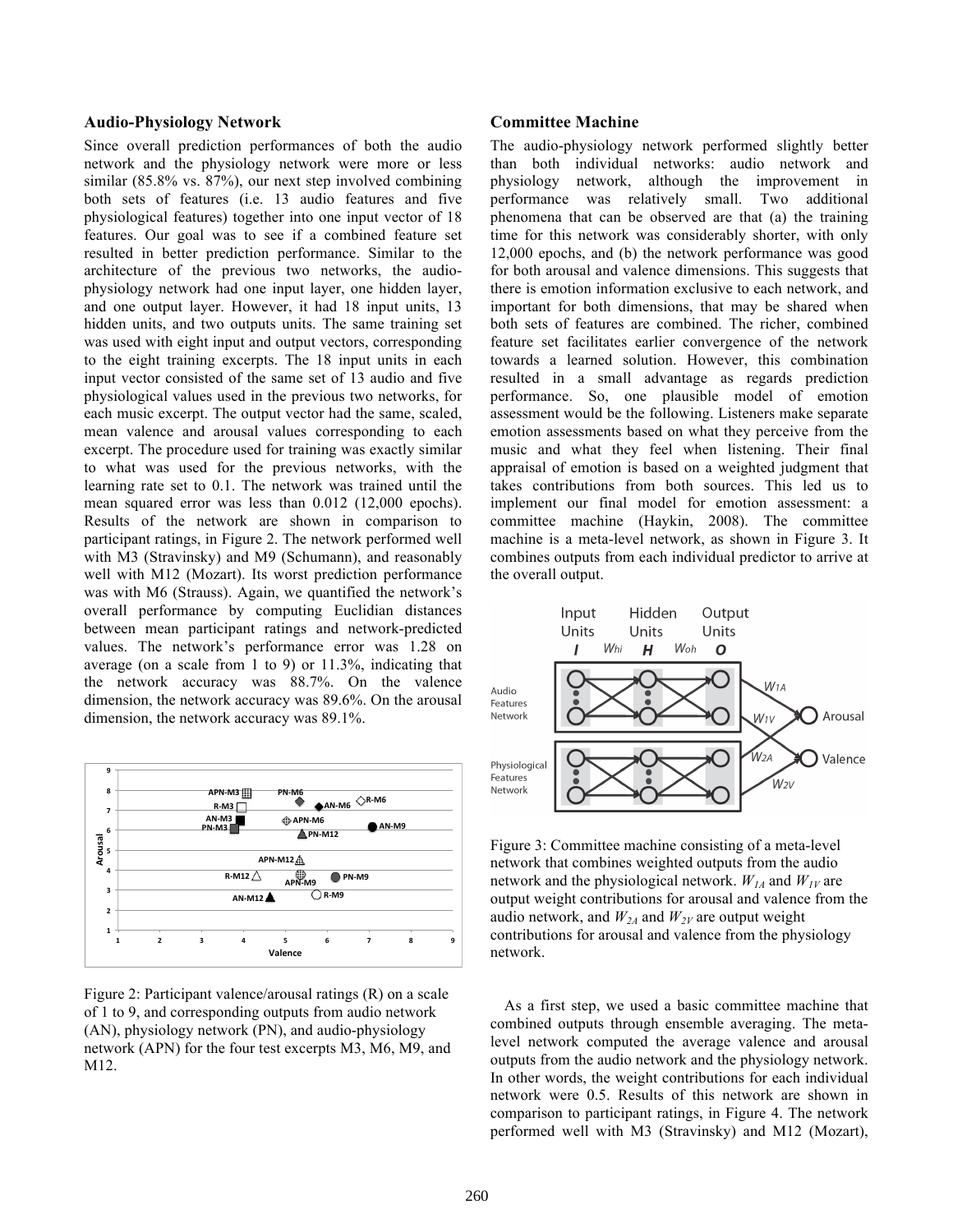### Audio-Physiology Network

Since overall prediction performances of both the audio network and the physiology network were more or less similar (85.8% vs. 87%), our next step involved combining both sets of features (i.e. 13 audio features and five physiological features) together into one input vector of 18 features. Our goal was to see if a combined feature set resulted in better prediction performance. Similar to the architecture of the previous two networks, the audio-physiology network had one input layer, one hidden layer, and one output layer. However, it had 18 input units, 13 hidden units, and two outputs units. The same training set was used with eight input and output vectors, corresponding to the eight training excerpts. The 18 input units in each input vector consisted of the same set of 13 audio and five physiological values used in the previous two networks, for each music excerpt. The output vector had the same, scaled, mean valence and arousal values corresponding to each excerpt. The procedure used for training was exactly similar to what was used for the previous networks, with the learning rate set to 0.1. The network was trained until the mean squared error was less than 0.012 (12,000 epochs). Results of the network are shown in comparison to participant ratings, in Figure 2. The network performed well with M3 (Stravinsky) and M9 (Schumann), and reasonably well with M12 (Mozart). Its worst prediction performance was with M6 (Strauss). Again, we quantified the network's overall performance by computing Euclidian distances between mean participant ratings and network-predicted values. The network's performance error was 1.28 on average (on a scale from 1 to 9) or 11.3%, indicating that the network accuracy was 88.7%. On the valence dimension, the network accuracy was 89.6%. On the arousal dimension, the network accuracy was 89.1%.

Figure 2: Participant valence/arousal ratings (R) on a scale of 1 to 9, and corresponding outputs from audio network (AN), physiology network (PN), and audio-physiology network (APN) for the four test excerpts M3, M6, M9, and M12.

### Committee Machine

The audio-physiology network performed slightly better than both individual networks: audio network and physiology network, although the improvement in performance was relatively small. Two additional phenomena that can be observed are that (a) the training time for this network was considerably shorter, with only 12,000 epochs, and (b) the network performance was good for both arousal and valence dimensions. This suggests that there is emotion information exclusive to each network, and important for both dimensions, that may be shared when both sets of features are combined. The richer, combined feature set facilitates earlier convergence of the network towards a learned solution. However, this combination resulted in a small advantage as regards prediction performance. So, one plausible model of emotion assessment would be the following. Listeners make separate emotion assessments based on what they perceive from the music and what they feel when listening. Their final appraisal of emotion is based on a weighted judgment that takes contributions from both sources. This led us to implement our final model for emotion assessment: a committee machine (Haykin, 2008). The committee machine is a meta-level network, as shown in Figure 3. It combines outputs from each individual predictor to arrive at the overall output.

Figure 3: Committee machine consisting of a meta-level network that combines weighted outputs from the audio network and the physiological network. $W_{1A}$ and $W_{1V}$ are output weight contributions for arousal and valence from the audio network, and $W_{2A}$ and $W_{2V}$ are output weight contributions for arousal and valence from the physiology network.

As a first step, we used a basic committee machine that combined outputs through ensemble averaging. The meta-level network computed the average valence and arousal outputs from the audio network and the physiology network. In other words, the weight contributions for each individual network were 0.5. Results of this network are shown in comparison to participant ratings, in Figure 4. The network performed well with M3 (Stravinsky) and M12 (Mozart),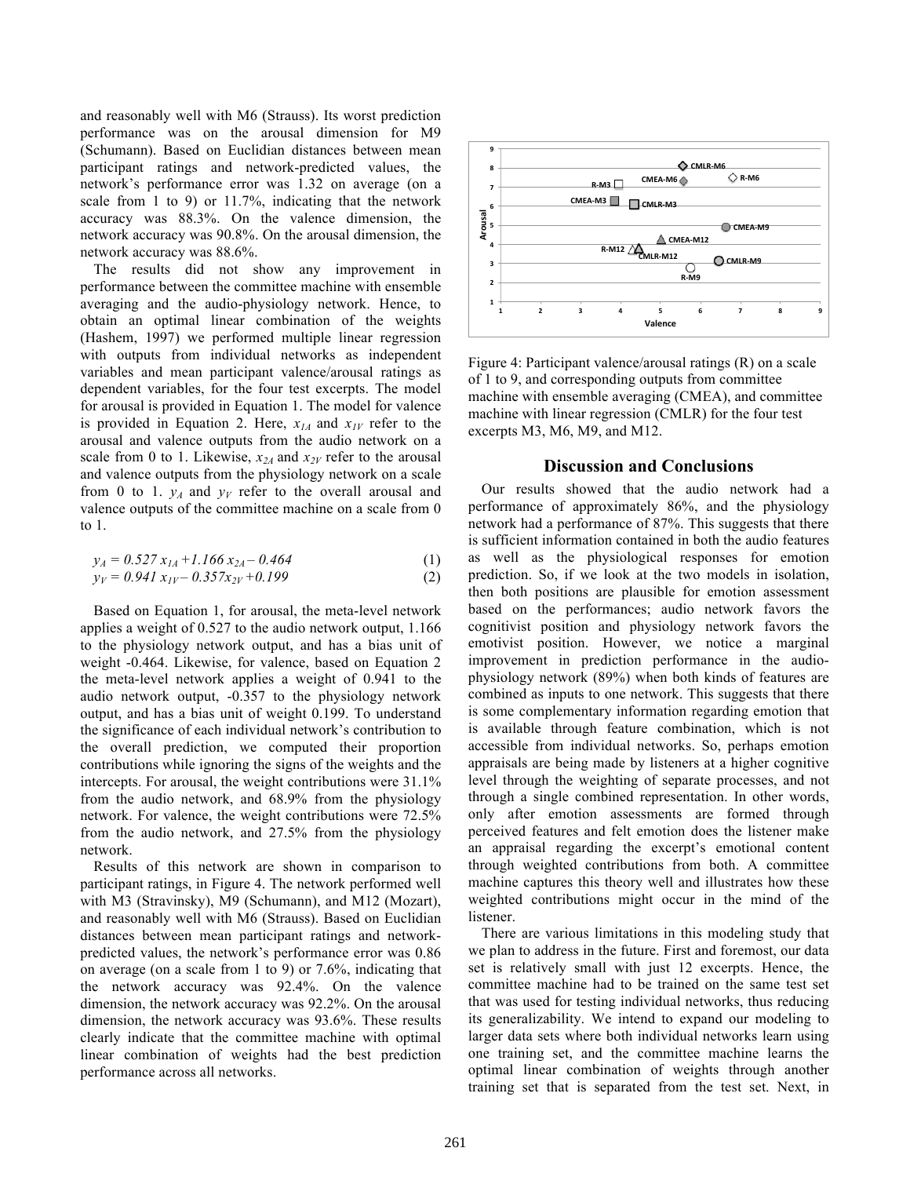and reasonably well with M6 (Strauss). Its worst prediction performance was on the arousal dimension for M9 (Schumann). Based on Euclidian distances between mean participant ratings and network-predicted values, the network's performance error was 1.32 on average (on a scale from 1 to 9) or 11.7%, indicating that the network accuracy was 88.3%. On the valence dimension, the network accuracy was 90.8%. On the arousal dimension, the network accuracy was 88.6%.

The results did not show any improvement in performance between the committee machine with ensemble averaging and the audio-physiology network. Hence, to obtain an optimal linear combination of the weights (Hashem, 1997) we performed multiple linear regression with outputs from individual networks as independent variables and mean participant valence/arousal ratings as dependent variables, for the four test excerpts. The model for arousal is provided in Equation 1. The model for valence is provided in Equation 2. Here, $x_{1A}$ and $x_{1V}$ refer to the arousal and valence outputs from the audio network on a scale from 0 to 1. Likewise, $x_{2A}$ and $x_{2V}$ refer to the arousal and valence outputs from the physiology network on a scale from 0 to 1. $y_A$ and $y_V$ refer to the overall arousal and valence outputs of the committee machine on a scale from 0 to 1.

$$y_A = 0.527\, x_{1A} + 1.166\, x_{2A} - 0.464 \quad (1)$$

$$y_V = 0.941\, x_{1V} - 0.357 x_{2V} + 0.199 \quad (2)$$

Based on Equation 1, for arousal, the meta-level network applies a weight of 0.527 to the audio network output, 1.166 to the physiology network output, and has a bias unit of weight -0.464. Likewise, for valence, based on Equation 2 the meta-level network applies a weight of 0.941 to the audio network output, -0.357 to the physiology network output, and has a bias unit of weight 0.199. To understand the significance of each individual network's contribution to the overall prediction, we computed their proportion contributions while ignoring the signs of the weights and the intercepts. For arousal, the weight contributions were 31.1% from the audio network, and 68.9% from the physiology network. For valence, the weight contributions were 72.5% from the audio network, and 27.5% from the physiology network.

Results of this network are shown in comparison to participant ratings, in Figure 4. The network performed well with M3 (Stravinsky), M9 (Schumann), and M12 (Mozart), and reasonably well with M6 (Strauss). Based on Euclidian distances between mean participant ratings and network-predicted values, the network's performance error was 0.86 on average (on a scale from 1 to 9) or 7.6%, indicating that the network accuracy was 92.4%. On the valence dimension, the network accuracy was 92.2%. On the arousal dimension, the network accuracy was 93.6%. These results clearly indicate that the committee machine with optimal linear combination of weights had the best prediction performance across all networks.

Figure 4: Participant valence/arousal ratings (R) on a scale of 1 to 9, and corresponding outputs from committee machine with ensemble averaging (CMEA), and committee machine with linear regression (CMLR) for the four test excerpts M3, M6, M9, and M12.

## Discussion and Conclusions

Our results showed that the audio network had a performance of approximately 86%, and the physiology network had a performance of 87%. This suggests that there is sufficient information contained in both the audio features as well as the physiological responses for emotion prediction. So, if we look at the two models in isolation, then both positions are plausible for emotion assessment based on the performances; audio network favors the cognitivist position and physiology network favors the emotivist position. However, we notice a marginal improvement in prediction performance in the audio-physiology network (89%) when both kinds of features are combined as inputs to one network. This suggests that there is some complementary information regarding emotion that is available through feature combination, which is not accessible from individual networks. So, perhaps emotion appraisals are being made by listeners at a higher cognitive level through the weighting of separate processes, and not through a single combined representation. In other words, only after emotion assessments are formed through perceived features and felt emotion does the listener make an appraisal regarding the excerpt's emotional content through weighted contributions from both. A committee machine captures this theory well and illustrates how these weighted contributions might occur in the mind of the listener.

There are various limitations in this modeling study that we plan to address in the future. First and foremost, our data set is relatively small with just 12 excerpts. Hence, the committee machine had to be trained on the same test set that was used for testing individual networks, thus reducing its generalizability. We intend to expand our modeling to larger data sets where both individual networks learn using one training set, and the committee machine learns the optimal linear combination of weights through another training set that is separated from the test set. Next, in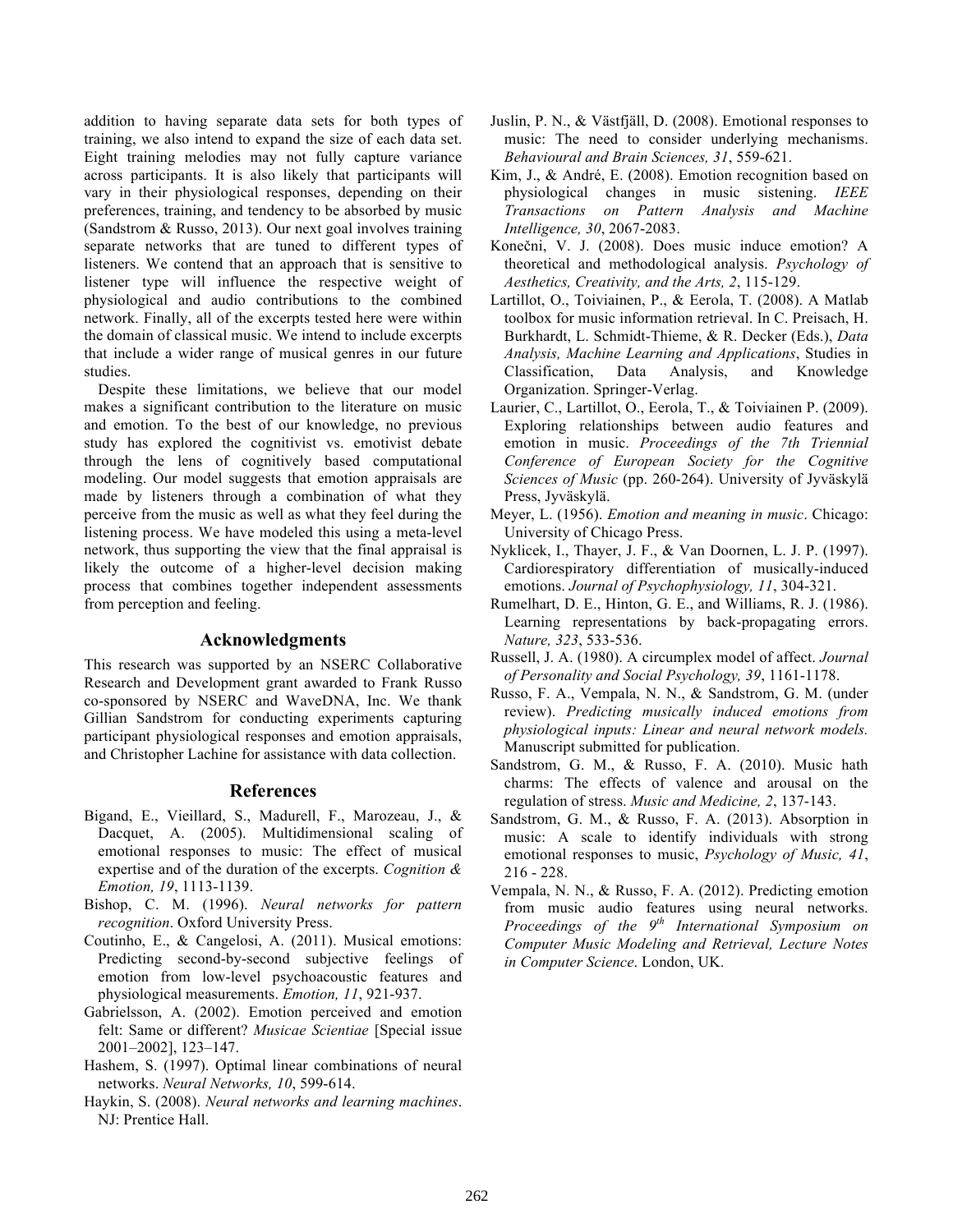addition to having separate data sets for both types of training, we also intend to expand the size of each data set. Eight training melodies may not fully capture variance across participants. It is also likely that participants will vary in their physiological responses, depending on their preferences, training, and tendency to be absorbed by music (Sandstrom & Russo, 2013). Our next goal involves training separate networks that are tuned to different types of listeners. We contend that an approach that is sensitive to listener type will influence the respective weight of physiological and audio contributions to the combined network. Finally, all of the excerpts tested here were within the domain of classical music. We intend to include excerpts that include a wider range of musical genres in our future studies.

Despite these limitations, we believe that our model makes a significant contribution to the literature on music and emotion. To the best of our knowledge, no previous study has explored the cognitivist vs. emotivist debate through the lens of cognitively based computational modeling. Our model suggests that emotion appraisals are made by listeners through a combination of what they perceive from the music as well as what they feel during the listening process. We have modeled this using a meta-level network, thus supporting the view that the final appraisal is likely the outcome of a higher-level decision making process that combines together independent assessments from perception and feeling.

## Acknowledgments

This research was supported by an NSERC Collaborative Research and Development grant awarded to Frank Russo co-sponsored by NSERC and WaveDNA, Inc. We thank Gillian Sandstrom for conducting experiments capturing participant physiological responses and emotion appraisals, and Christopher Lachine for assistance with data collection.

## References

Bigand, E., Vieillard, S., Madurell, F., Marozeau, J., & Dacquet, A. (2005). Multidimensional scaling of emotional responses to music: The effect of musical expertise and of the duration of the excerpts. *Cognition & Emotion, 19*, 1113-1139.

Bishop, C. M. (1996). *Neural networks for pattern recognition*. Oxford University Press.

Coutinho, E., & Cangelosi, A. (2011). Musical emotions: Predicting second-by-second subjective feelings of emotion from low-level psychoacoustic features and physiological measurements. *Emotion, 11*, 921-937.

Gabrielsson, A. (2002). Emotion perceived and emotion felt: Same or different? *Musicae Scientiae* [Special issue 2001–2002], 123–147.

Hashem, S. (1997). Optimal linear combinations of neural networks. *Neural Networks, 10*, 599-614.

Haykin, S. (2008). *Neural networks and learning machines*. NJ: Prentice Hall.

Juslin, P. N., & Västfjäll, D. (2008). Emotional responses to music: The need to consider underlying mechanisms. *Behavioural and Brain Sciences, 31*, 559-621.

Kim, J., & André, E. (2008). Emotion recognition based on physiological changes in music sistening. *IEEE Transactions on Pattern Analysis and Machine Intelligence, 30*, 2067-2083.

Konečni, V. J. (2008). Does music induce emotion? A theoretical and methodological analysis. *Psychology of Aesthetics, Creativity, and the Arts, 2*, 115-129.

Lartillot, O., Toiviainen, P., & Eerola, T. (2008). A Matlab toolbox for music information retrieval. In C. Preisach, H. Burkhardt, L. Schmidt-Thieme, & R. Decker (Eds.), *Data Analysis, Machine Learning and Applications*, Studies in Classification, Data Analysis, and Knowledge Organization. Springer-Verlag.

Laurier, C., Lartillot, O., Eerola, T., & Toiviainen P. (2009). Exploring relationships between audio features and emotion in music. *Proceedings of the 7th Triennial Conference of European Society for the Cognitive Sciences of Music* (pp. 260-264). University of Jyväskylä Press, Jyväskylä.

Meyer, L. (1956). *Emotion and meaning in music*. Chicago: University of Chicago Press.

Nyklicek, I., Thayer, J. F., & Van Doornen, L. J. P. (1997). Cardiorespiratory differentiation of musically-induced emotions. *Journal of Psychophysiology, 11*, 304-321.

Rumelhart, D. E., Hinton, G. E., and Williams, R. J. (1986). Learning representations by back-propagating errors. *Nature, 323*, 533-536.

Russell, J. A. (1980). A circumplex model of affect. *Journal of Personality and Social Psychology, 39*, 1161-1178.

Russo, F. A., Vempala, N. N., & Sandstrom, G. M. (under review). *Predicting musically induced emotions from physiological inputs: Linear and neural network models.* Manuscript submitted for publication.

Sandstrom, G. M., & Russo, F. A. (2010). Music hath charms: The effects of valence and arousal on the regulation of stress. *Music and Medicine, 2*, 137-143.

Sandstrom, G. M., & Russo, F. A. (2013). Absorption in music: A scale to identify individuals with strong emotional responses to music, *Psychology of Music, 41*, 216 - 228.

Vempala, N. N., & Russo, F. A. (2012). Predicting emotion from music audio features using neural networks. *Proceedings of the 9th International Symposium on Computer Music Modeling and Retrieval, Lecture Notes in Computer Science*. London, UK.